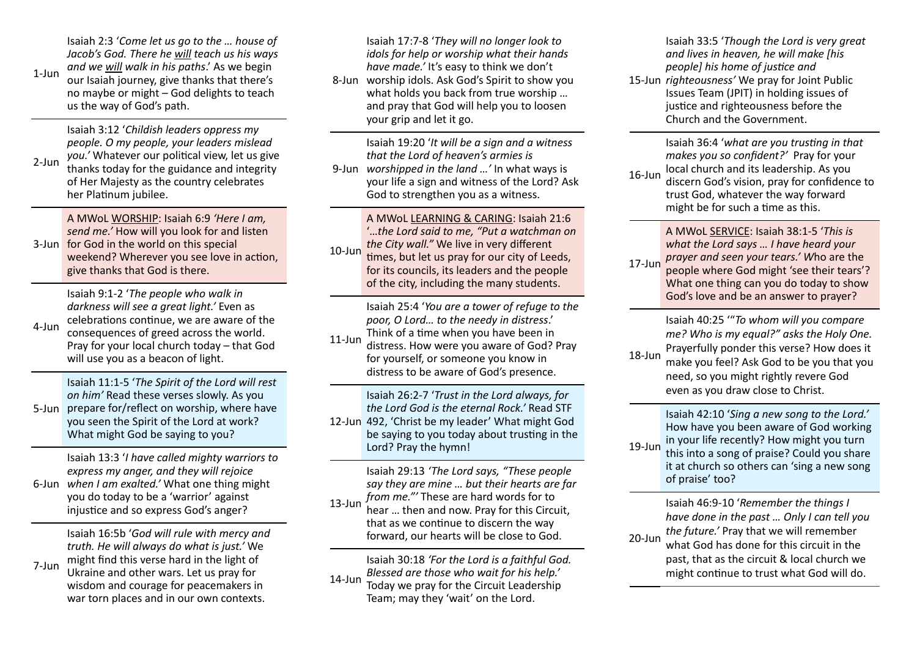**1-Jun** Isaiah 2:3 ‘*Come let us go to the … house of Jacob’s God. There he will teach us his ways and we will walk in his paths*.’ As we begin our Isaiah journey, give thanks that there’s no maybe or might – God delights to teach us the way of God’s path.

**2-Jun** Isaiah 3:12 ‘*Childish leaders oppress my people. O my people, your leaders mislead you.*’ Whatever our political view, let us give thanks today for the guidance and integrity of Her Majesty as the country celebrates her Platinum jubilee.

**3-Jun** A MWoL WORSHIP: Isaiah 6:9 *‘Here I am, send me.’* How will you look for and listen for God in the world on this special weekend? Wherever you see love in action, give thanks that God is there.

**4-Jun** Isaiah 9:1-2 ‘*The people who walk in darkness will see a great light.*’ Even as celebrations continue, we are aware of the consequences of greed across the world. Pray for your local church today – that God will use you as a beacon of light.

**5-Jun** Isaiah 11:1-5 ‘*The Spirit of the Lord will rest on him’* Read these verses slowly. As you prepare for/reflect on worship, where have you seen the Spirit of the Lord at work? What might God be saying to you?

**6-Jun** Isaiah 13:3 ‘*I have called mighty warriors to express my anger, and they will rejoice when I am exalted.*’ What one thing might you do today to be a ‘warrior’ against injustice and so express God’s anger?

**7-Jun** Isaiah 16:5b ‘*God will rule with mercy and truth. He will always do what is just.*’ We might find this verse hard in the light of Ukraine and other wars. Let us pray for wisdom and courage for peacemakers in war torn places and in our own contexts.

**8-Jun** Isaiah 17:7-8 ‘*They will no longer look to idols for help or worship what their hands have made.*’ It’s easy to think we don’t worship idols. Ask God’s Spirit to show you what holds you back from true worship … and pray that God will help you to loosen your grip and let it go.

**9-Jun** Isaiah 19:20 ‘*It will be a sign and a witness that the Lord of heaven’s armies is worshipped in the land …’* In what ways is your life a sign and witness of the Lord? Ask God to strengthen you as a witness.

**10-Jun** A MWoL LEARNING & CARING: Isaiah 21:6 ‘*…the Lord said to me, “Put a watchman on the City wall.”* We live in very different times, but let us pray for our city of Leeds, for its councils, its leaders and the people of the city, including the many students.

**11-Jun** Isaiah 25:4 ‘*You are a tower of refuge to the poor, O Lord… to the needy in distress*.’ Think of a time when you have been in distress. How were you aware of God? Pray for yourself, or someone you know in distress to be aware of God’s presence.

**12-Jun** Isaiah 26:2-7 ‘*Trust in the Lord always, for the Lord God is the eternal Rock.*’ Read STF 492, ‘Christ be my leader’ What might God be saying to you today about trusting in the Lord? Pray the hymn!

**13-Jun** Isaiah 29:13 *‘The Lord says, “These people say they are mine … but their hearts are far from me.”’* These are hard words for to hear … then and now. Pray for this Circuit, that as we continue to discern the way forward, our hearts will be close to God.

**14-Jun** Isaiah 30:18 *‘For the Lord is a faithful God. Blessed are those who wait for his help.’* Today we pray for the Circuit Leadership Team; may they ‘wait’ on the Lord.

**15-Jun** Isaiah 33:5 ‘*Though the Lord is very great and lives in heaven, he will make [his people] his home of justice and righteousness’* We pray for Joint Public Issues Team (JPIT) in holding issues of justice and righteousness before the Church and the Government.

**16-Jun** Isaiah 36:4 ‘*what are you trusting in that makes you so confident?’* Pray for your local church and its leadership. As you discern God’s vision, pray for confidence to trust God, whatever the way forward might be for such a time as this.

**17-Jun** A MWoL SERVICE: Isaiah 38:1-5 ‘*This is what the Lord says … I have heard your prayer and seen your tears.’* Who are the people where God might ‘see their tears’? What one thing can you do today to show God’s love and be an answer to prayer?

**18-Jun** Isaiah 40:25 ‘“*To whom will you compare me? Who is my equal?” asks the Holy One.* Prayerfully ponder this verse? How does it make you feel? Ask God to be you that you need, so you might rightly revere God even as you draw close to Christ.

**19-Jun** Isaiah 42:10 ‘*Sing a new song to the Lord.’* How have you been aware of God working in your life recently? How might you turn this into a song of praise? Could you share it at church so others can ‘sing a new song of praise’ too?

**20-Jun** Isaiah 46:9-10 ‘*Remember the things I have done in the past … Only I can tell you the future.*’ Pray that we will remember what God has done for this circuit in the past, that as the circuit & local church we might continue to trust what God will do.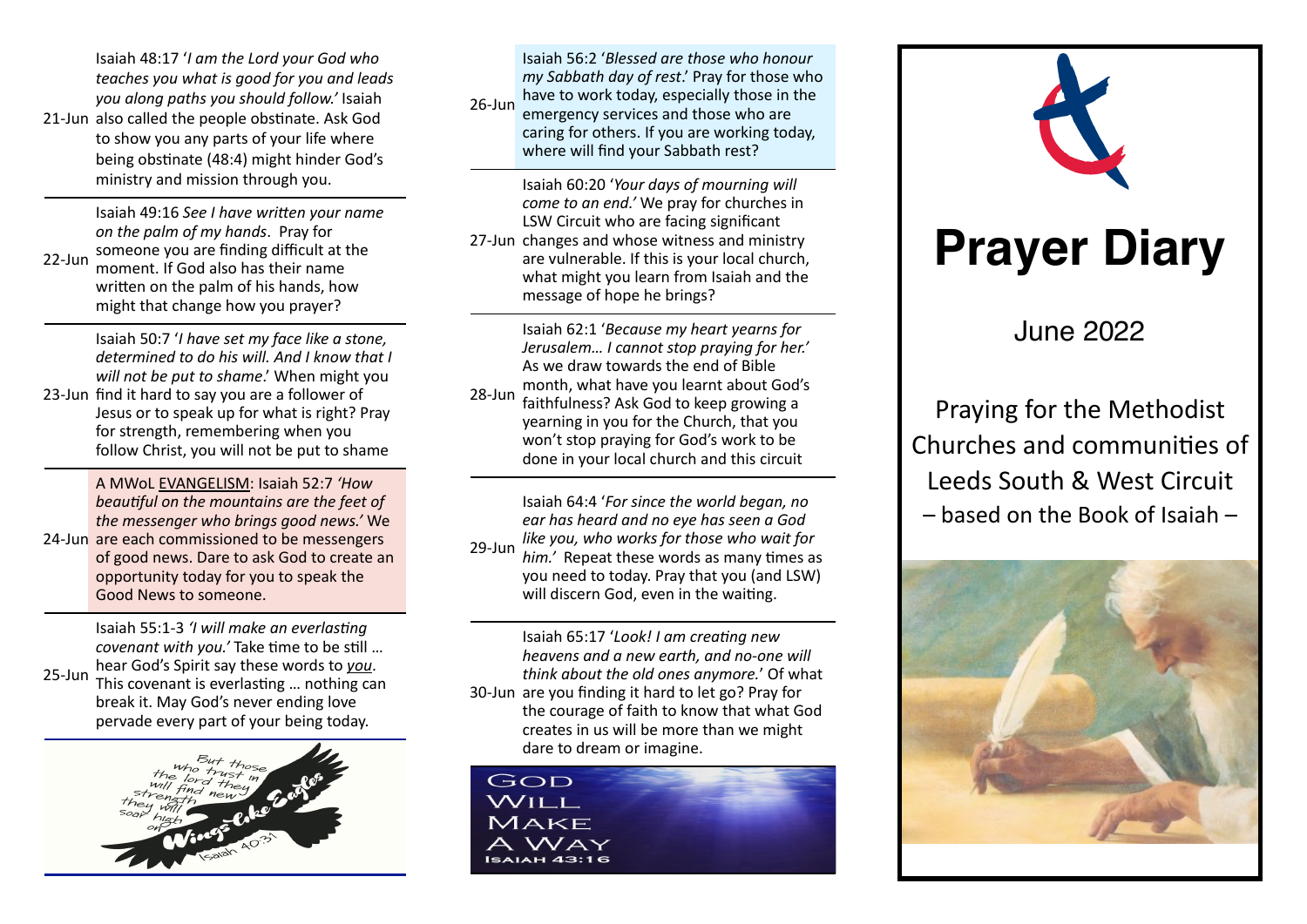21-Jun Isaiah 48:17 '*I am the Lord your God who teaches you what is good for you and leads you along paths you should follow.*' Isaiah also called the people obstinate. Ask God to show you any parts of your life where being obstinate (48:4) might hinder God's ministry and mission through you.

22-Jun Isaiah 49:16 *See I have written your name on the palm of my hands*. Pray for someone you are finding difficult at the moment. If God also has their name written on the palm of his hands, how might that change how you prayer?

23-Jun Isaiah 50:7 '*I have set my face like a stone, determined to do his will. And I know that I will not be put to shame*.' When might you find it hard to say you are a follower of Jesus or to speak up for what is right? Pray for strength, remembering when you follow Christ, you will not be put to shame

24-Jun A MWoL EVANGELISM: Isaiah 52:7 *'How beautiful on the mountains are the feet of the messenger who brings good news.'* We are each commissioned to be messengers of good news. Dare to ask God to create an opportunity today for you to speak the Good News to someone.

25-Jun Isaiah 55:1-3 *'I will make an everlasting covenant with you.'* Take time to be still … hear God's Spirit say these words to ***you***. This covenant is everlasting … nothing can break it. May God's never ending love pervade every part of your being today.

But those who trust in the lord they will find new strength they will soar high on Wings like Eagles Isaiah 40:31

26-Jun Isaiah 56:2 '*Blessed are those who honour my Sabbath day of rest*.' Pray for those who have to work today, especially those in the emergency services and those who are caring for others. If you are working today, where will find your Sabbath rest?

27-Jun Isaiah 60:20 '*Your days of mourning will come to an end.*' We pray for churches in LSW Circuit who are facing significant changes and whose witness and ministry are vulnerable. If this is your local church, what might you learn from Isaiah and the message of hope he brings?

28-Jun Isaiah 62:1 '*Because my heart yearns for Jerusalem… I cannot stop praying for her.*' As we draw towards the end of Bible month, what have you learnt about God's faithfulness? Ask God to keep growing a yearning in you for the Church, that you won't stop praying for God's work to be done in your local church and this circuit

29-Jun Isaiah 64:4 '*For since the world began, no ear has heard and no eye has seen a God like you, who works for those who wait for him.*' Repeat these words as many times as you need to today. Pray that you (and LSW) will discern God, even in the waiting.

30-Jun Isaiah 65:17 '*Look! I am creating new heavens and a new earth, and no-one will think about the old ones anymore.*' Of what are you finding it hard to let go? Pray for the courage of faith to know that what God creates in us will be more than we might dare to dream or imagine.

GOD WILL MAKE A WAY
ISAIAH 43:16

# Prayer Diary

## June 2022

Praying for the Methodist Churches and communities of Leeds South & West Circuit
– based on the Book of Isaiah –